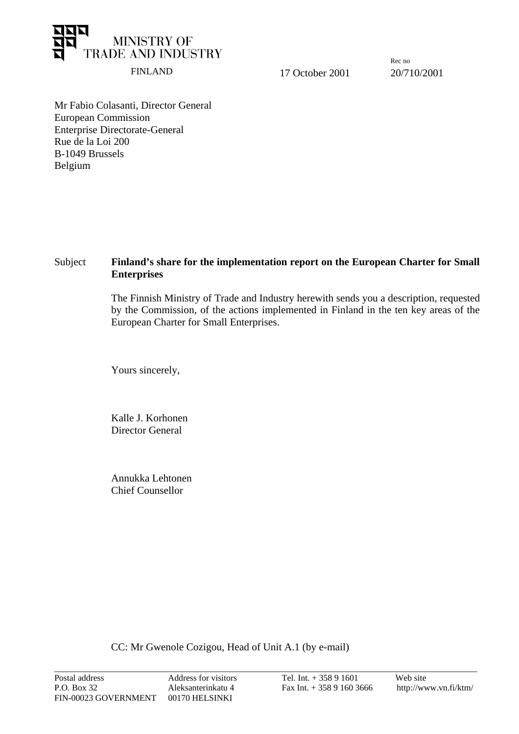**MINISTRY OF TRADE AND INDUSTRY**

FINLAND

17 October 2001

Rec no
20/710/2001

Mr Fabio Colasanti, Director General
European Commission
Enterprise Directorate-General
Rue de la Loi 200
B-1049 Brussels
Belgium

Subject **Finland's share for the implementation report on the European Charter for Small Enterprises**

The Finnish Ministry of Trade and Industry herewith sends you a description, requested by the Commission, of the actions implemented in Finland in the ten key areas of the European Charter for Small Enterprises.

Yours sincerely,

Kalle J. Korhonen
Director General

Annukka Lehtonen
Chief Counsellor

CC: Mr Gwenole Cozigou, Head of Unit A.1 (by e-mail)

| Postal address | Address for visitors | Tel. Int. + 358 9 1601 | Web site |
| --- | --- | --- | --- |
| P.O. Box 32 | Aleksanterinkatu 4 | Fax Int. + 358 9 160 3666 | http://www.vn.fi/ktm/ |
| FIN-00023 GOVERNMENT | 00170 HELSINKI | | |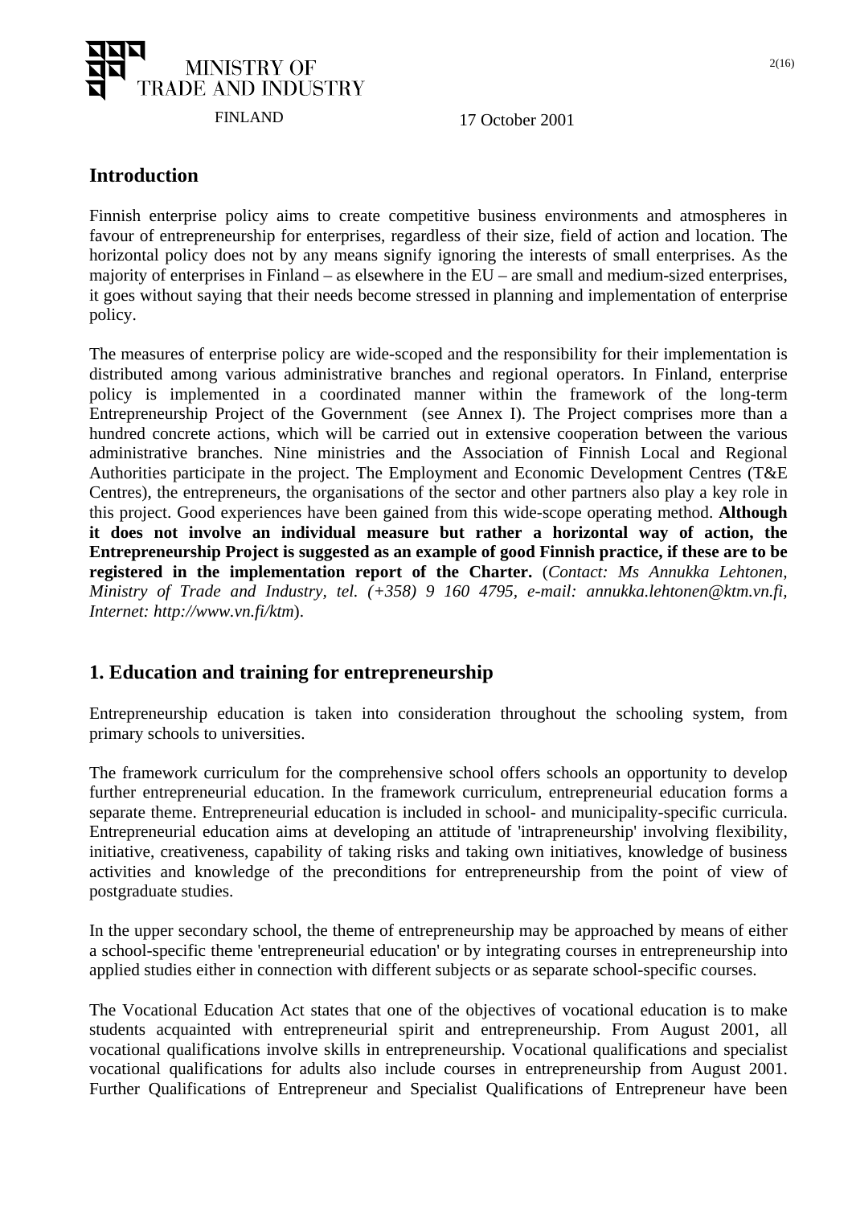MINISTRY OF TRADE AND INDUSTRY

FINLAND

17 October 2001

## Introduction

Finnish enterprise policy aims to create competitive business environments and atmospheres in favour of entrepreneurship for enterprises, regardless of their size, field of action and location. The horizontal policy does not by any means signify ignoring the interests of small enterprises. As the majority of enterprises in Finland – as elsewhere in the EU – are small and medium-sized enterprises, it goes without saying that their needs become stressed in planning and implementation of enterprise policy.

The measures of enterprise policy are wide-scoped and the responsibility for their implementation is distributed among various administrative branches and regional operators. In Finland, enterprise policy is implemented in a coordinated manner within the framework of the long-term Entrepreneurship Project of the Government (see Annex I). The Project comprises more than a hundred concrete actions, which will be carried out in extensive cooperation between the various administrative branches. Nine ministries and the Association of Finnish Local and Regional Authorities participate in the project. The Employment and Economic Development Centres (T&E Centres), the entrepreneurs, the organisations of the sector and other partners also play a key role in this project. Good experiences have been gained from this wide-scope operating method. **Although it does not involve an individual measure but rather a horizontal way of action, the Entrepreneurship Project is suggested as an example of good Finnish practice, if these are to be registered in the implementation report of the Charter.** (*Contact: Ms Annukka Lehtonen, Ministry of Trade and Industry, tel. (+358) 9 160 4795, e-mail: annukka.lehtonen@ktm.vn.fi, Internet: http://www.vn.fi/ktm*).

## 1. Education and training for entrepreneurship

Entrepreneurship education is taken into consideration throughout the schooling system, from primary schools to universities.

The framework curriculum for the comprehensive school offers schools an opportunity to develop further entrepreneurial education. In the framework curriculum, entrepreneurial education forms a separate theme. Entrepreneurial education is included in school- and municipality-specific curricula. Entrepreneurial education aims at developing an attitude of 'intrapreneurship' involving flexibility, initiative, creativeness, capability of taking risks and taking own initiatives, knowledge of business activities and knowledge of the preconditions for entrepreneurship from the point of view of postgraduate studies.

In the upper secondary school, the theme of entrepreneurship may be approached by means of either a school-specific theme 'entrepreneurial education' or by integrating courses in entrepreneurship into applied studies either in connection with different subjects or as separate school-specific courses.

The Vocational Education Act states that one of the objectives of vocational education is to make students acquainted with entrepreneurial spirit and entrepreneurship. From August 2001, all vocational qualifications involve skills in entrepreneurship. Vocational qualifications and specialist vocational qualifications for adults also include courses in entrepreneurship from August 2001. Further Qualifications of Entrepreneur and Specialist Qualifications of Entrepreneur have been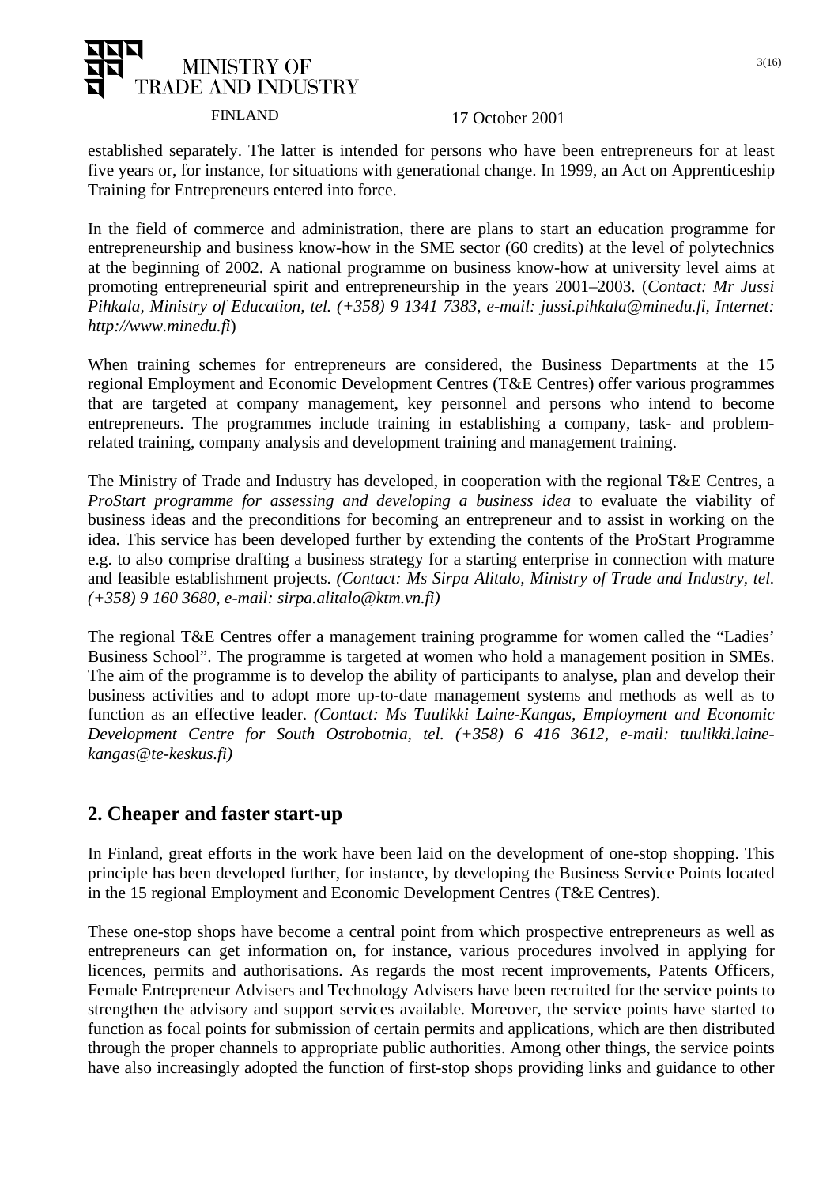established separately. The latter is intended for persons who have been entrepreneurs for at least five years or, for instance, for situations with generational change. In 1999, an Act on Apprenticeship Training for Entrepreneurs entered into force.

In the field of commerce and administration, there are plans to start an education programme for entrepreneurship and business know-how in the SME sector (60 credits) at the level of polytechnics at the beginning of 2002. A national programme on business know-how at university level aims at promoting entrepreneurial spirit and entrepreneurship in the years 2001–2003. (*Contact: Mr Jussi Pihkala, Ministry of Education, tel. (+358) 9 1341 7383, e-mail: jussi.pihkala@minedu.fi, Internet: http://www.minedu.fi*)

When training schemes for entrepreneurs are considered, the Business Departments at the 15 regional Employment and Economic Development Centres (T&E Centres) offer various programmes that are targeted at company management, key personnel and persons who intend to become entrepreneurs. The programmes include training in establishing a company, task- and problem-related training, company analysis and development training and management training.

The Ministry of Trade and Industry has developed, in cooperation with the regional T&E Centres, a *ProStart programme for assessing and developing a business idea* to evaluate the viability of business ideas and the preconditions for becoming an entrepreneur and to assist in working on the idea. This service has been developed further by extending the contents of the ProStart Programme e.g. to also comprise drafting a business strategy for a starting enterprise in connection with mature and feasible establishment projects. *(Contact: Ms Sirpa Alitalo, Ministry of Trade and Industry, tel. (+358) 9 160 3680, e-mail: sirpa.alitalo@ktm.vn.fi)*

The regional T&E Centres offer a management training programme for women called the "Ladies' Business School". The programme is targeted at women who hold a management position in SMEs. The aim of the programme is to develop the ability of participants to analyse, plan and develop their business activities and to adopt more up-to-date management systems and methods as well as to function as an effective leader. *(Contact: Ms Tuulikki Laine-Kangas, Employment and Economic Development Centre for South Ostrobotnia, tel. (+358) 6 416 3612, e-mail: tuulikki.laine-kangas@te-keskus.fi)*

## 2. Cheaper and faster start-up

In Finland, great efforts in the work have been laid on the development of one-stop shopping. This principle has been developed further, for instance, by developing the Business Service Points located in the 15 regional Employment and Economic Development Centres (T&E Centres).

These one-stop shops have become a central point from which prospective entrepreneurs as well as entrepreneurs can get information on, for instance, various procedures involved in applying for licences, permits and authorisations. As regards the most recent improvements, Patents Officers, Female Entrepreneur Advisers and Technology Advisers have been recruited for the service points to strengthen the advisory and support services available. Moreover, the service points have started to function as focal points for submission of certain permits and applications, which are then distributed through the proper channels to appropriate public authorities. Among other things, the service points have also increasingly adopted the function of first-stop shops providing links and guidance to other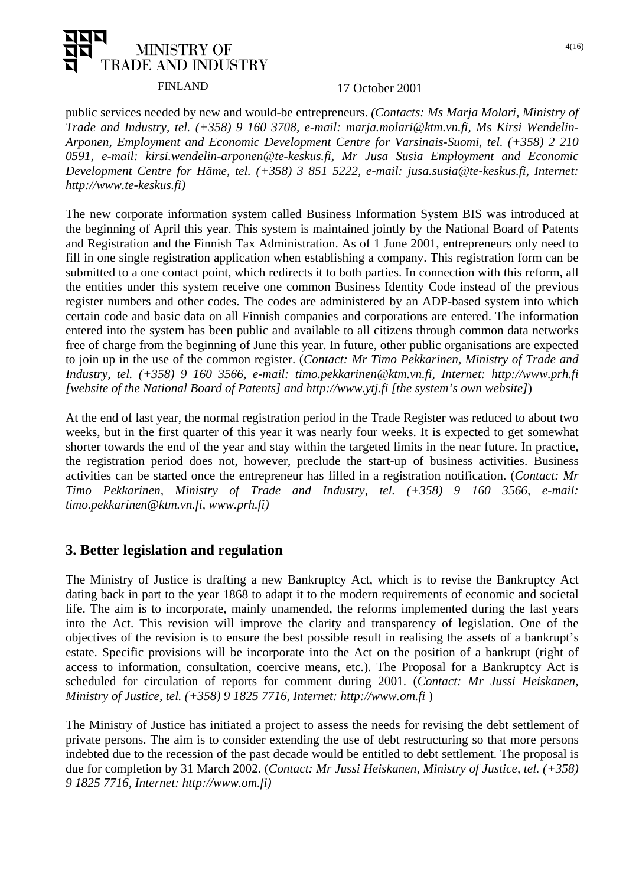public services needed by new and would-be entrepreneurs. *(Contacts: Ms Marja Molari, Ministry of Trade and Industry, tel. (+358) 9 160 3708, e-mail: marja.molari@ktm.vn.fi, Ms Kirsi Wendelin-Arponen, Employment and Economic Development Centre for Varsinais-Suomi, tel. (+358) 2 210 0591, e-mail: kirsi.wendelin-arponen@te-keskus.fi, Mr Jusa Susia Employment and Economic Development Centre for Häme, tel. (+358) 3 851 5222, e-mail: jusa.susia@te-keskus.fi, Internet: http://www.te-keskus.fi)*

The new corporate information system called Business Information System BIS was introduced at the beginning of April this year. This system is maintained jointly by the National Board of Patents and Registration and the Finnish Tax Administration. As of 1 June 2001, entrepreneurs only need to fill in one single registration application when establishing a company. This registration form can be submitted to a one contact point, which redirects it to both parties. In connection with this reform, all the entities under this system receive one common Business Identity Code instead of the previous register numbers and other codes. The codes are administered by an ADP-based system into which certain code and basic data on all Finnish companies and corporations are entered. The information entered into the system has been public and available to all citizens through common data networks free of charge from the beginning of June this year. In future, other public organisations are expected to join up in the use of the common register. (*Contact: Mr Timo Pekkarinen, Ministry of Trade and Industry, tel. (+358) 9 160 3566, e-mail: timo.pekkarinen@ktm.vn.fi, Internet: http://www.prh.fi [website of the National Board of Patents] and http://www.ytj.fi [the system's own website]*)

At the end of last year, the normal registration period in the Trade Register was reduced to about two weeks, but in the first quarter of this year it was nearly four weeks. It is expected to get somewhat shorter towards the end of the year and stay within the targeted limits in the near future. In practice, the registration period does not, however, preclude the start-up of business activities. Business activities can be started once the entrepreneur has filled in a registration notification. (*Contact: Mr Timo Pekkarinen, Ministry of Trade and Industry, tel. (+358) 9 160 3566, e-mail: timo.pekkarinen@ktm.vn.fi, www.prh.fi)*

## 3. Better legislation and regulation

The Ministry of Justice is drafting a new Bankruptcy Act, which is to revise the Bankruptcy Act dating back in part to the year 1868 to adapt it to the modern requirements of economic and societal life. The aim is to incorporate, mainly unamended, the reforms implemented during the last years into the Act. This revision will improve the clarity and transparency of legislation. One of the objectives of the revision is to ensure the best possible result in realising the assets of a bankrupt's estate. Specific provisions will be incorporate into the Act on the position of a bankrupt (right of access to information, consultation, coercive means, etc.). The Proposal for a Bankruptcy Act is scheduled for circulation of reports for comment during 2001. (*Contact: Mr Jussi Heiskanen, Ministry of Justice, tel. (+358) 9 1825 7716, Internet: http://www.om.fi* )

The Ministry of Justice has initiated a project to assess the needs for revising the debt settlement of private persons. The aim is to consider extending the use of debt restructuring so that more persons indebted due to the recession of the past decade would be entitled to debt settlement. The proposal is due for completion by 31 March 2002. (*Contact: Mr Jussi Heiskanen, Ministry of Justice, tel. (+358) 9 1825 7716, Internet: http://www.om.fi)*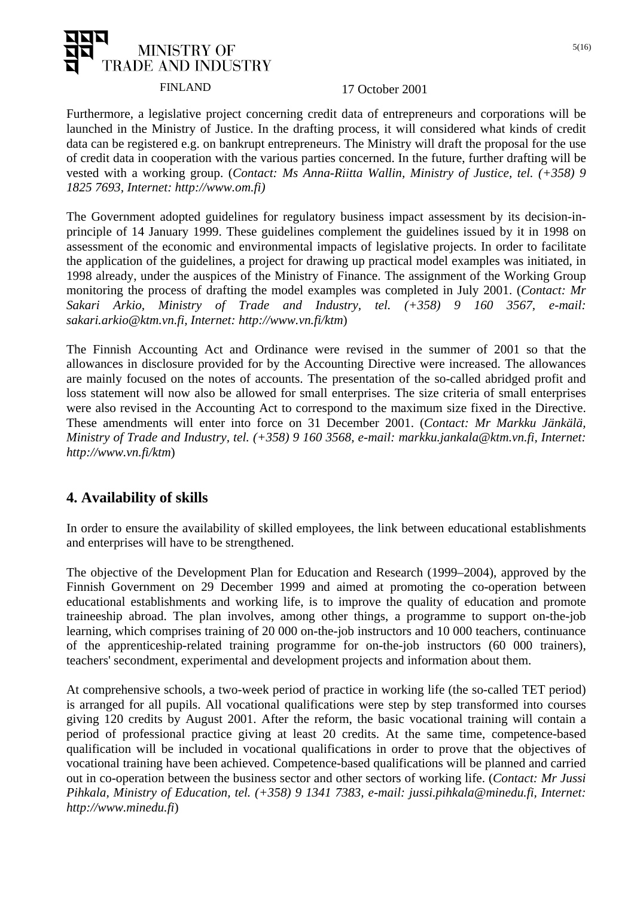Furthermore, a legislative project concerning credit data of entrepreneurs and corporations will be launched in the Ministry of Justice. In the drafting process, it will considered what kinds of credit data can be registered e.g. on bankrupt entrepreneurs. The Ministry will draft the proposal for the use of credit data in cooperation with the various parties concerned. In the future, further drafting will be vested with a working group. (*Contact: Ms Anna-Riitta Wallin, Ministry of Justice, tel. (+358) 9 1825 7693, Internet: http://www.om.fi)*

The Government adopted guidelines for regulatory business impact assessment by its decision-in-principle of 14 January 1999. These guidelines complement the guidelines issued by it in 1998 on assessment of the economic and environmental impacts of legislative projects. In order to facilitate the application of the guidelines, a project for drawing up practical model examples was initiated, in 1998 already, under the auspices of the Ministry of Finance. The assignment of the Working Group monitoring the process of drafting the model examples was completed in July 2001. (*Contact: Mr Sakari Arkio, Ministry of Trade and Industry, tel. (+358) 9 160 3567, e-mail: sakari.arkio@ktm.vn.fi, Internet: http://www.vn.fi/ktm*)

The Finnish Accounting Act and Ordinance were revised in the summer of 2001 so that the allowances in disclosure provided for by the Accounting Directive were increased. The allowances are mainly focused on the notes of accounts. The presentation of the so-called abridged profit and loss statement will now also be allowed for small enterprises. The size criteria of small enterprises were also revised in the Accounting Act to correspond to the maximum size fixed in the Directive. These amendments will enter into force on 31 December 2001. (*Contact: Mr Markku Jänkälä, Ministry of Trade and Industry, tel. (+358) 9 160 3568, e-mail: markku.jankala@ktm.vn.fi, Internet: http://www.vn.fi/ktm*)

## 4. Availability of skills

In order to ensure the availability of skilled employees, the link between educational establishments and enterprises will have to be strengthened.

The objective of the Development Plan for Education and Research (1999–2004), approved by the Finnish Government on 29 December 1999 and aimed at promoting the co-operation between educational establishments and working life, is to improve the quality of education and promote traineeship abroad. The plan involves, among other things, a programme to support on-the-job learning, which comprises training of 20 000 on-the-job instructors and 10 000 teachers, continuance of the apprenticeship-related training programme for on-the-job instructors (60 000 trainers), teachers' secondment, experimental and development projects and information about them.

At comprehensive schools, a two-week period of practice in working life (the so-called TET period) is arranged for all pupils. All vocational qualifications were step by step transformed into courses giving 120 credits by August 2001. After the reform, the basic vocational training will contain a period of professional practice giving at least 20 credits. At the same time, competence-based qualification will be included in vocational qualifications in order to prove that the objectives of vocational training have been achieved. Competence-based qualifications will be planned and carried out in co-operation between the business sector and other sectors of working life. (*Contact: Mr Jussi Pihkala, Ministry of Education, tel. (+358) 9 1341 7383, e-mail: jussi.pihkala@minedu.fi, Internet: http://www.minedu.fi*)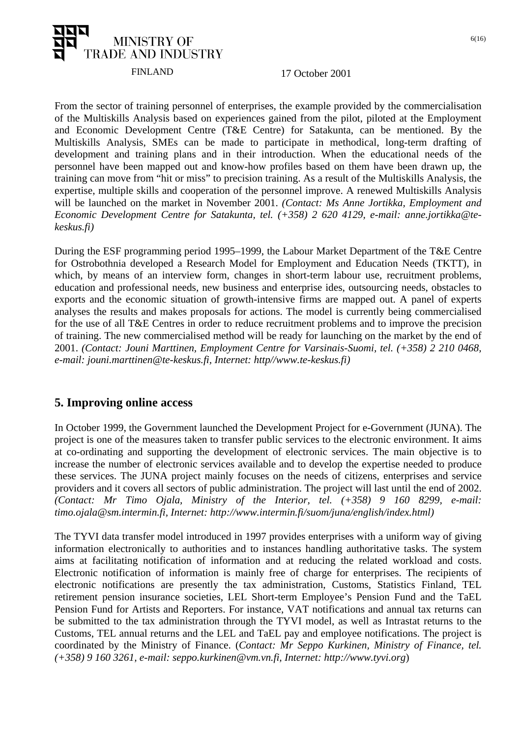From the sector of training personnel of enterprises, the example provided by the commercialisation of the Multiskills Analysis based on experiences gained from the pilot, piloted at the Employment and Economic Development Centre (T&E Centre) for Satakunta, can be mentioned. By the Multiskills Analysis, SMEs can be made to participate in methodical, long-term drafting of development and training plans and in their introduction. When the educational needs of the personnel have been mapped out and know-how profiles based on them have been drawn up, the training can move from "hit or miss" to precision training. As a result of the Multiskills Analysis, the expertise, multiple skills and cooperation of the personnel improve. A renewed Multiskills Analysis will be launched on the market in November 2001. *(Contact: Ms Anne Jortikka, Employment and Economic Development Centre for Satakunta, tel. (+358) 2 620 4129, e-mail: anne.jortikka@te-keskus.fi)*

During the ESF programming period 1995–1999, the Labour Market Department of the T&E Centre for Ostrobothnia developed a Research Model for Employment and Education Needs (TKTT), in which, by means of an interview form, changes in short-term labour use, recruitment problems, education and professional needs, new business and enterprise ides, outsourcing needs, obstacles to exports and the economic situation of growth-intensive firms are mapped out. A panel of experts analyses the results and makes proposals for actions. The model is currently being commercialised for the use of all T&E Centres in order to reduce recruitment problems and to improve the precision of training. The new commercialised method will be ready for launching on the market by the end of 2001. *(Contact: Jouni Marttinen, Employment Centre for Varsinais-Suomi, tel. (+358) 2 210 0468, e-mail: jouni.marttinen@te-keskus.fi, Internet: http//www.te-keskus.fi)*

## 5. Improving online access

In October 1999, the Government launched the Development Project for e-Government (JUNA). The project is one of the measures taken to transfer public services to the electronic environment. It aims at co-ordinating and supporting the development of electronic services. The main objective is to increase the number of electronic services available and to develop the expertise needed to produce these services. The JUNA project mainly focuses on the needs of citizens, enterprises and service providers and it covers all sectors of public administration. The project will last until the end of 2002. *(Contact: Mr Timo Ojala, Ministry of the Interior, tel. (+358) 9 160 8299, e-mail: timo.ojala@sm.intermin.fi, Internet: http://www.intermin.fi/suom/juna/english/index.html)*

The TYVI data transfer model introduced in 1997 provides enterprises with a uniform way of giving information electronically to authorities and to instances handling authoritative tasks. The system aims at facilitating notification of information and at reducing the related workload and costs. Electronic notification of information is mainly free of charge for enterprises. The recipients of electronic notifications are presently the tax administration, Customs, Statistics Finland, TEL retirement pension insurance societies, LEL Short-term Employee's Pension Fund and the TaEL Pension Fund for Artists and Reporters. For instance, VAT notifications and annual tax returns can be submitted to the tax administration through the TYVI model, as well as Intrastat returns to the Customs, TEL annual returns and the LEL and TaEL pay and employee notifications. The project is coordinated by the Ministry of Finance. (*Contact: Mr Seppo Kurkinen, Ministry of Finance, tel. (+358) 9 160 3261, e-mail: seppo.kurkinen@vm.vn.fi, Internet: http://www.tyvi.org*)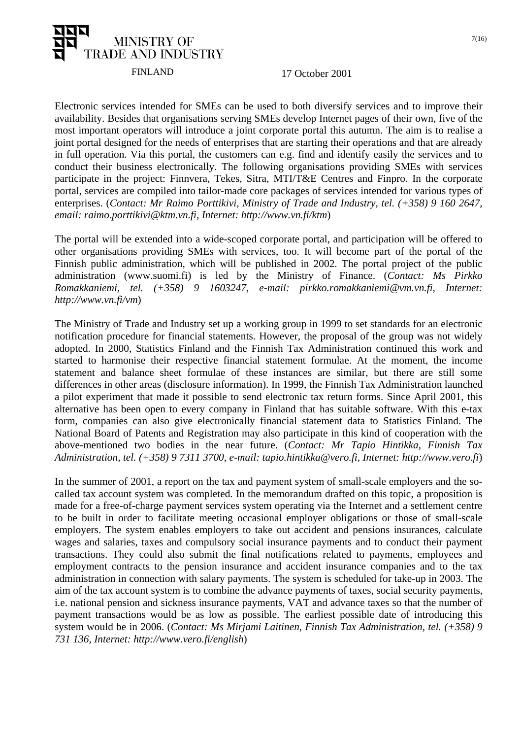Electronic services intended for SMEs can be used to both diversify services and to improve their availability. Besides that organisations serving SMEs develop Internet pages of their own, five of the most important operators will introduce a joint corporate portal this autumn. The aim is to realise a joint portal designed for the needs of enterprises that are starting their operations and that are already in full operation. Via this portal, the customers can e.g. find and identify easily the services and to conduct their business electronically. The following organisations providing SMEs with services participate in the project: Finnvera, Tekes, Sitra, MTI/T&E Centres and Finpro. In the corporate portal, services are compiled into tailor-made core packages of services intended for various types of enterprises. (*Contact: Mr Raimo Porttikivi, Ministry of Trade and Industry, tel. (+358) 9 160 2647, email: raimo.porttikivi@ktm.vn.fi, Internet: http://www.vn.fi/ktm*)

The portal will be extended into a wide-scoped corporate portal, and participation will be offered to other organisations providing SMEs with services, too. It will become part of the portal of the Finnish public administration, which will be published in 2002. The portal project of the public administration (www.suomi.fi) is led by the Ministry of Finance. (*Contact: Ms Pirkko Romakkaniemi, tel. (+358) 9 1603247, e-mail: pirkko.romakkaniemi@vm.vn.fi, Internet: http://www.vn.fi/vm*)

The Ministry of Trade and Industry set up a working group in 1999 to set standards for an electronic notification procedure for financial statements. However, the proposal of the group was not widely adopted. In 2000, Statistics Finland and the Finnish Tax Administration continued this work and started to harmonise their respective financial statement formulae. At the moment, the income statement and balance sheet formulae of these instances are similar, but there are still some differences in other areas (disclosure information). In 1999, the Finnish Tax Administration launched a pilot experiment that made it possible to send electronic tax return forms. Since April 2001, this alternative has been open to every company in Finland that has suitable software. With this e-tax form, companies can also give electronically financial statement data to Statistics Finland. The National Board of Patents and Registration may also participate in this kind of cooperation with the above-mentioned two bodies in the near future. (*Contact: Mr Tapio Hintikka, Finnish Tax Administration, tel. (+358) 9 7311 3700, e-mail: tapio.hintikka@vero.fi, Internet: http://www.vero.fi*)

In the summer of 2001, a report on the tax and payment system of small-scale employers and the so-called tax account system was completed. In the memorandum drafted on this topic, a proposition is made for a free-of-charge payment services system operating via the Internet and a settlement centre to be built in order to facilitate meeting occasional employer obligations or those of small-scale employers. The system enables employers to take out accident and pensions insurances, calculate wages and salaries, taxes and compulsory social insurance payments and to conduct their payment transactions. They could also submit the final notifications related to payments, employees and employment contracts to the pension insurance and accident insurance companies and to the tax administration in connection with salary payments. The system is scheduled for take-up in 2003. The aim of the tax account system is to combine the advance payments of taxes, social security payments, i.e. national pension and sickness insurance payments, VAT and advance taxes so that the number of payment transactions would be as low as possible. The earliest possible date of introducing this system would be in 2006. (*Contact: Ms Mirjami Laitinen, Finnish Tax Administration, tel. (+358) 9 731 136, Internet: http://www.vero.fi/english*)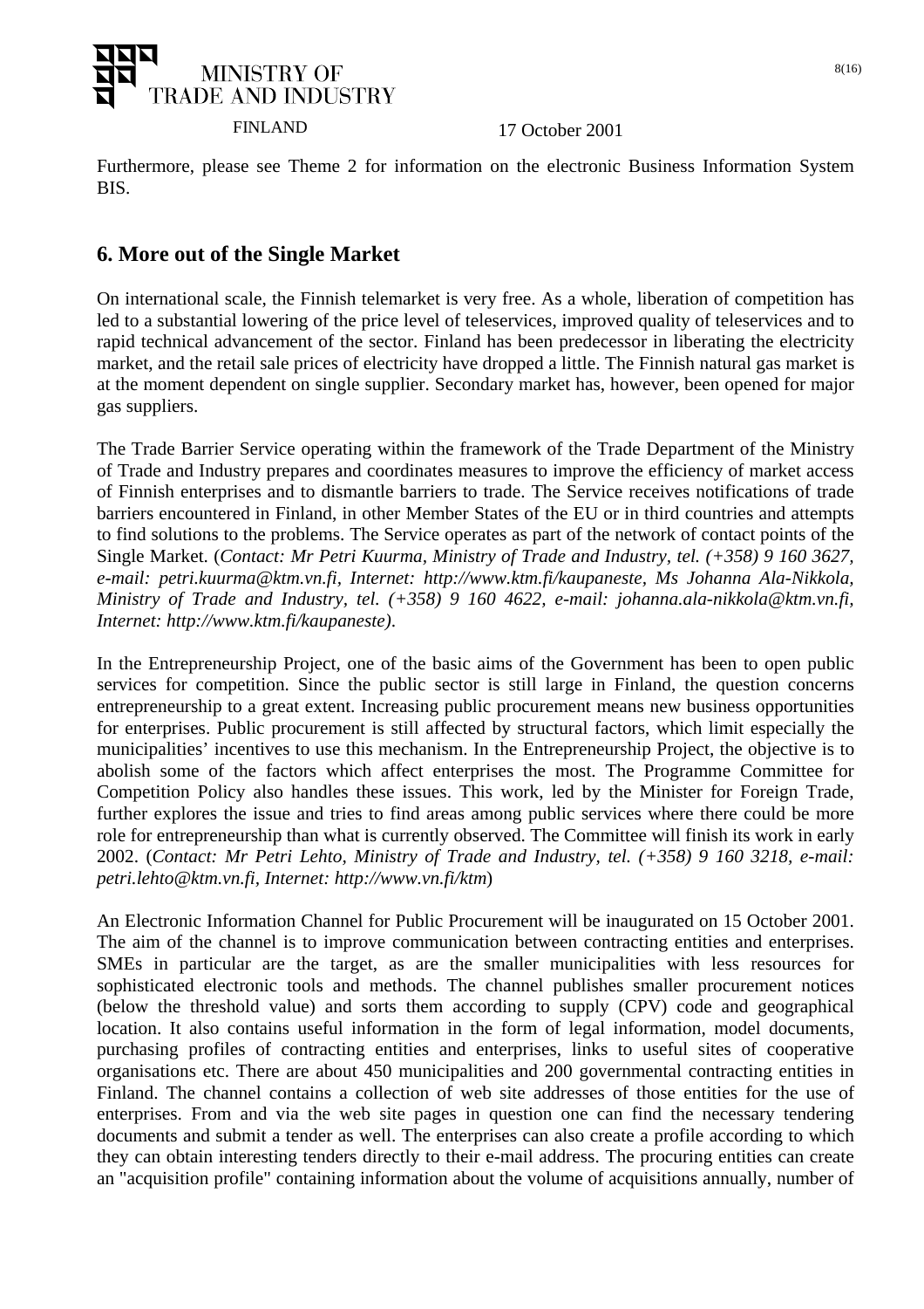Furthermore, please see Theme 2 for information on the electronic Business Information System BIS.

## 6. More out of the Single Market

On international scale, the Finnish telemarket is very free. As a whole, liberation of competition has led to a substantial lowering of the price level of teleservices, improved quality of teleservices and to rapid technical advancement of the sector. Finland has been predecessor in liberating the electricity market, and the retail sale prices of electricity have dropped a little. The Finnish natural gas market is at the moment dependent on single supplier. Secondary market has, however, been opened for major gas suppliers.

The Trade Barrier Service operating within the framework of the Trade Department of the Ministry of Trade and Industry prepares and coordinates measures to improve the efficiency of market access of Finnish enterprises and to dismantle barriers to trade. The Service receives notifications of trade barriers encountered in Finland, in other Member States of the EU or in third countries and attempts to find solutions to the problems. The Service operates as part of the network of contact points of the Single Market. (*Contact: Mr Petri Kuurma, Ministry of Trade and Industry, tel. (+358) 9 160 3627, e-mail: petri.kuurma@ktm.vn.fi, Internet: http://www.ktm.fi/kaupaneste, Ms Johanna Ala-Nikkola, Ministry of Trade and Industry, tel. (+358) 9 160 4622, e-mail: johanna.ala-nikkola@ktm.vn.fi, Internet: http://www.ktm.fi/kaupaneste)*.

In the Entrepreneurship Project, one of the basic aims of the Government has been to open public services for competition. Since the public sector is still large in Finland, the question concerns entrepreneurship to a great extent. Increasing public procurement means new business opportunities for enterprises. Public procurement is still affected by structural factors, which limit especially the municipalities' incentives to use this mechanism. In the Entrepreneurship Project, the objective is to abolish some of the factors which affect enterprises the most. The Programme Committee for Competition Policy also handles these issues. This work, led by the Minister for Foreign Trade, further explores the issue and tries to find areas among public services where there could be more role for entrepreneurship than what is currently observed. The Committee will finish its work in early 2002. (*Contact: Mr Petri Lehto, Ministry of Trade and Industry, tel. (+358) 9 160 3218, e-mail: petri.lehto@ktm.vn.fi, Internet: http://www.vn.fi/ktm*)

An Electronic Information Channel for Public Procurement will be inaugurated on 15 October 2001. The aim of the channel is to improve communication between contracting entities and enterprises. SMEs in particular are the target, as are the smaller municipalities with less resources for sophisticated electronic tools and methods. The channel publishes smaller procurement notices (below the threshold value) and sorts them according to supply (CPV) code and geographical location. It also contains useful information in the form of legal information, model documents, purchasing profiles of contracting entities and enterprises, links to useful sites of cooperative organisations etc. There are about 450 municipalities and 200 governmental contracting entities in Finland. The channel contains a collection of web site addresses of those entities for the use of enterprises. From and via the web site pages in question one can find the necessary tendering documents and submit a tender as well. The enterprises can also create a profile according to which they can obtain interesting tenders directly to their e-mail address. The procuring entities can create an "acquisition profile" containing information about the volume of acquisitions annually, number of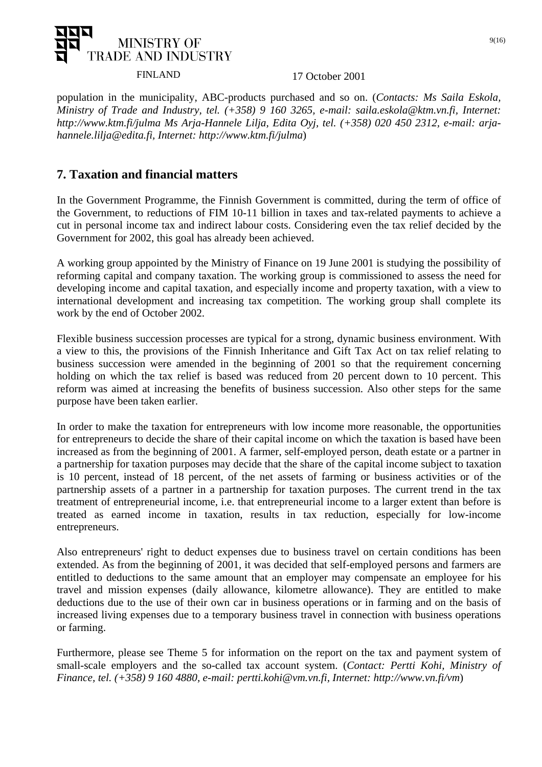population in the municipality, ABC-products purchased and so on. (*Contacts: Ms Saila Eskola, Ministry of Trade and Industry, tel. (+358) 9 160 3265, e-mail: saila.eskola@ktm.vn.fi, Internet: http://www.ktm.fi/julma Ms Arja-Hannele Lilja, Edita Oyj, tel. (+358) 020 450 2312, e-mail: arja-hannele.lilja@edita.fi, Internet: http://www.ktm.fi/julma*)

## 7. Taxation and financial matters

In the Government Programme, the Finnish Government is committed, during the term of office of the Government, to reductions of FIM 10-11 billion in taxes and tax-related payments to achieve a cut in personal income tax and indirect labour costs. Considering even the tax relief decided by the Government for 2002, this goal has already been achieved.

A working group appointed by the Ministry of Finance on 19 June 2001 is studying the possibility of reforming capital and company taxation. The working group is commissioned to assess the need for developing income and capital taxation, and especially income and property taxation, with a view to international development and increasing tax competition. The working group shall complete its work by the end of October 2002.

Flexible business succession processes are typical for a strong, dynamic business environment. With a view to this, the provisions of the Finnish Inheritance and Gift Tax Act on tax relief relating to business succession were amended in the beginning of 2001 so that the requirement concerning holding on which the tax relief is based was reduced from 20 percent down to 10 percent. This reform was aimed at increasing the benefits of business succession. Also other steps for the same purpose have been taken earlier.

In order to make the taxation for entrepreneurs with low income more reasonable, the opportunities for entrepreneurs to decide the share of their capital income on which the taxation is based have been increased as from the beginning of 2001. A farmer, self-employed person, death estate or a partner in a partnership for taxation purposes may decide that the share of the capital income subject to taxation is 10 percent, instead of 18 percent, of the net assets of farming or business activities or of the partnership assets of a partner in a partnership for taxation purposes. The current trend in the tax treatment of entrepreneurial income, i.e. that entrepreneurial income to a larger extent than before is treated as earned income in taxation, results in tax reduction, especially for low-income entrepreneurs.

Also entrepreneurs' right to deduct expenses due to business travel on certain conditions has been extended. As from the beginning of 2001, it was decided that self-employed persons and farmers are entitled to deductions to the same amount that an employer may compensate an employee for his travel and mission expenses (daily allowance, kilometre allowance). They are entitled to make deductions due to the use of their own car in business operations or in farming and on the basis of increased living expenses due to a temporary business travel in connection with business operations or farming.

Furthermore, please see Theme 5 for information on the report on the tax and payment system of small-scale employers and the so-called tax account system. (*Contact: Pertti Kohi, Ministry of Finance, tel. (+358) 9 160 4880, e-mail: pertti.kohi@vm.vn.fi, Internet: http://www.vn.fi/vm*)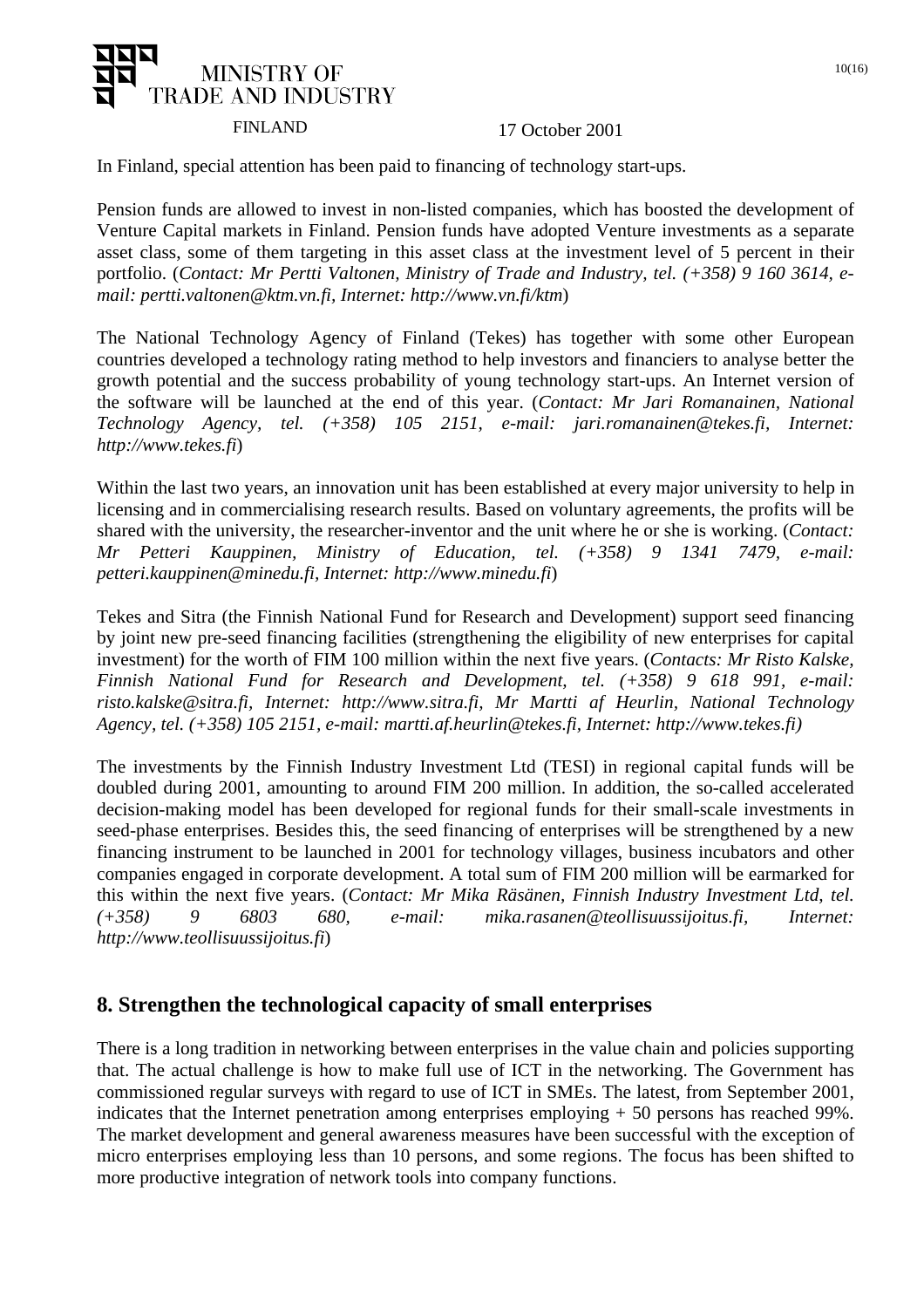In Finland, special attention has been paid to financing of technology start-ups.

Pension funds are allowed to invest in non-listed companies, which has boosted the development of Venture Capital markets in Finland. Pension funds have adopted Venture investments as a separate asset class, some of them targeting in this asset class at the investment level of 5 percent in their portfolio. (*Contact: Mr Pertti Valtonen, Ministry of Trade and Industry, tel. (+358) 9 160 3614, e-mail: pertti.valtonen@ktm.vn.fi, Internet: http://www.vn.fi/ktm*)

The National Technology Agency of Finland (Tekes) has together with some other European countries developed a technology rating method to help investors and financiers to analyse better the growth potential and the success probability of young technology start-ups. An Internet version of the software will be launched at the end of this year. (*Contact: Mr Jari Romanainen, National Technology Agency, tel. (+358) 105 2151, e-mail: jari.romanainen@tekes.fi, Internet: http://www.tekes.fi*)

Within the last two years, an innovation unit has been established at every major university to help in licensing and in commercialising research results. Based on voluntary agreements, the profits will be shared with the university, the researcher-inventor and the unit where he or she is working. (*Contact: Mr Petteri Kauppinen, Ministry of Education, tel. (+358) 9 1341 7479, e-mail: petteri.kauppinen@minedu.fi, Internet: http://www.minedu.fi*)

Tekes and Sitra (the Finnish National Fund for Research and Development) support seed financing by joint new pre-seed financing facilities (strengthening the eligibility of new enterprises for capital investment) for the worth of FIM 100 million within the next five years. (*Contacts: Mr Risto Kalske, Finnish National Fund for Research and Development, tel. (+358) 9 618 991, e-mail: risto.kalske@sitra.fi, Internet: http://www.sitra.fi, Mr Martti af Heurlin, National Technology Agency, tel. (+358) 105 2151, e-mail: martti.af.heurlin@tekes.fi, Internet: http://www.tekes.fi)*

The investments by the Finnish Industry Investment Ltd (TESI) in regional capital funds will be doubled during 2001, amounting to around FIM 200 million. In addition, the so-called accelerated decision-making model has been developed for regional funds for their small-scale investments in seed-phase enterprises. Besides this, the seed financing of enterprises will be strengthened by a new financing instrument to be launched in 2001 for technology villages, business incubators and other companies engaged in corporate development. A total sum of FIM 200 million will be earmarked for this within the next five years. (*Contact: Mr Mika Räsänen, Finnish Industry Investment Ltd, tel. (+358) 9 6803 680, e-mail: mika.rasanen@teollisuussijoitus.fi, Internet: http://www.teollisuussijoitus.fi*)

## 8. Strengthen the technological capacity of small enterprises

There is a long tradition in networking between enterprises in the value chain and policies supporting that. The actual challenge is how to make full use of ICT in the networking. The Government has commissioned regular surveys with regard to use of ICT in SMEs. The latest, from September 2001, indicates that the Internet penetration among enterprises employing + 50 persons has reached 99%. The market development and general awareness measures have been successful with the exception of micro enterprises employing less than 10 persons, and some regions. The focus has been shifted to more productive integration of network tools into company functions.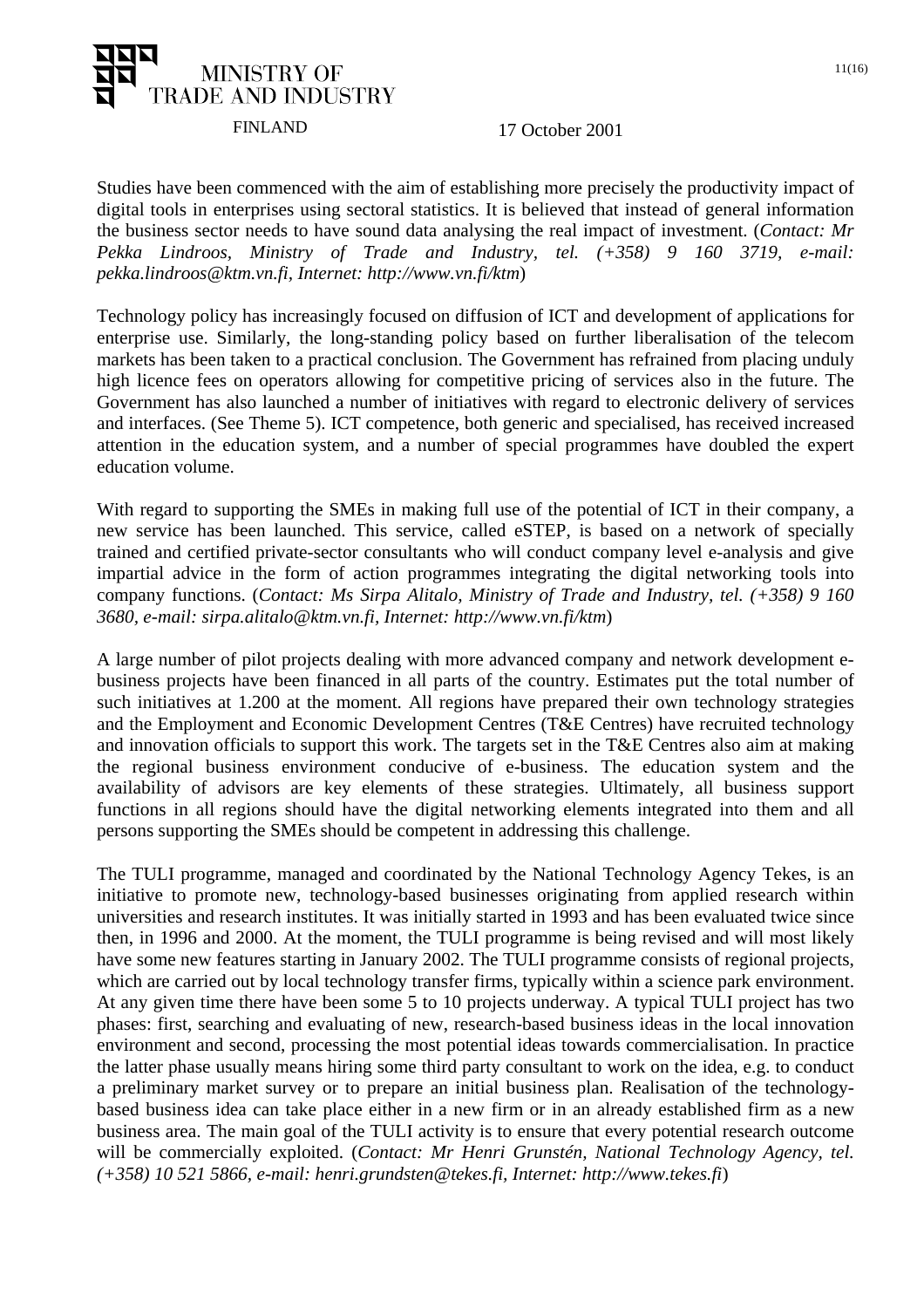Studies have been commenced with the aim of establishing more precisely the productivity impact of digital tools in enterprises using sectoral statistics. It is believed that instead of general information the business sector needs to have sound data analysing the real impact of investment. (*Contact: Mr Pekka Lindroos, Ministry of Trade and Industry, tel. (+358) 9 160 3719, e-mail: pekka.lindroos@ktm.vn.fi, Internet: http://www.vn.fi/ktm*)

Technology policy has increasingly focused on diffusion of ICT and development of applications for enterprise use. Similarly, the long-standing policy based on further liberalisation of the telecom markets has been taken to a practical conclusion. The Government has refrained from placing unduly high licence fees on operators allowing for competitive pricing of services also in the future. The Government has also launched a number of initiatives with regard to electronic delivery of services and interfaces. (See Theme 5). ICT competence, both generic and specialised, has received increased attention in the education system, and a number of special programmes have doubled the expert education volume.

With regard to supporting the SMEs in making full use of the potential of ICT in their company, a new service has been launched. This service, called eSTEP, is based on a network of specially trained and certified private-sector consultants who will conduct company level e-analysis and give impartial advice in the form of action programmes integrating the digital networking tools into company functions. (*Contact: Ms Sirpa Alitalo, Ministry of Trade and Industry, tel. (+358) 9 160 3680, e-mail: sirpa.alitalo@ktm.vn.fi, Internet: http://www.vn.fi/ktm*)

A large number of pilot projects dealing with more advanced company and network development e-business projects have been financed in all parts of the country. Estimates put the total number of such initiatives at 1.200 at the moment. All regions have prepared their own technology strategies and the Employment and Economic Development Centres (T&E Centres) have recruited technology and innovation officials to support this work. The targets set in the T&E Centres also aim at making the regional business environment conducive of e-business. The education system and the availability of advisors are key elements of these strategies. Ultimately, all business support functions in all regions should have the digital networking elements integrated into them and all persons supporting the SMEs should be competent in addressing this challenge.

The TULI programme, managed and coordinated by the National Technology Agency Tekes, is an initiative to promote new, technology-based businesses originating from applied research within universities and research institutes. It was initially started in 1993 and has been evaluated twice since then, in 1996 and 2000. At the moment, the TULI programme is being revised and will most likely have some new features starting in January 2002. The TULI programme consists of regional projects, which are carried out by local technology transfer firms, typically within a science park environment. At any given time there have been some 5 to 10 projects underway. A typical TULI project has two phases: first, searching and evaluating of new, research-based business ideas in the local innovation environment and second, processing the most potential ideas towards commercialisation. In practice the latter phase usually means hiring some third party consultant to work on the idea, e.g. to conduct a preliminary market survey or to prepare an initial business plan. Realisation of the technology-based business idea can take place either in a new firm or in an already established firm as a new business area. The main goal of the TULI activity is to ensure that every potential research outcome will be commercially exploited. (*Contact: Mr Henri Grunstén, National Technology Agency, tel. (+358) 10 521 5866, e-mail: henri.grundsten@tekes.fi, Internet: http://www.tekes.fi*)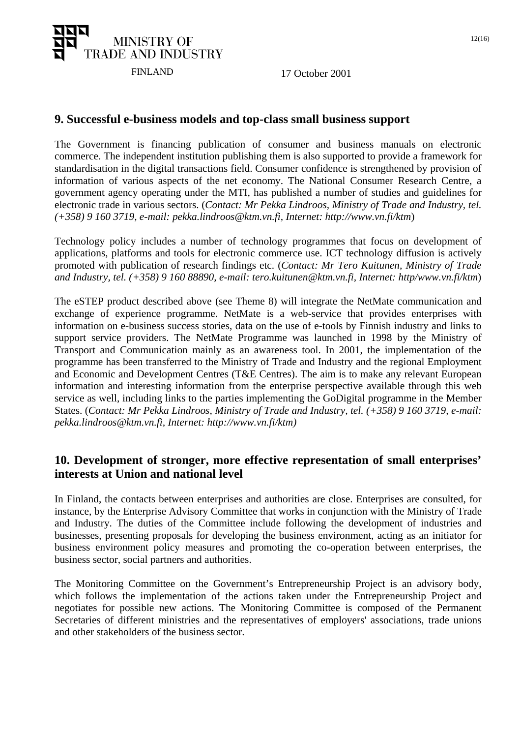## 9. Successful e-business models and top-class small business support

The Government is financing publication of consumer and business manuals on electronic commerce. The independent institution publishing them is also supported to provide a framework for standardisation in the digital transactions field. Consumer confidence is strengthened by provision of information of various aspects of the net economy. The National Consumer Research Centre, a government agency operating under the MTI, has published a number of studies and guidelines for electronic trade in various sectors. (*Contact: Mr Pekka Lindroos, Ministry of Trade and Industry, tel. (+358) 9 160 3719, e-mail: pekka.lindroos@ktm.vn.fi, Internet: http://www.vn.fi/ktm*)

Technology policy includes a number of technology programmes that focus on development of applications, platforms and tools for electronic commerce use. ICT technology diffusion is actively promoted with publication of research findings etc. (*Contact: Mr Tero Kuitunen, Ministry of Trade and Industry, tel. (+358) 9 160 88890, e-mail: tero.kuitunen@ktm.vn.fi, Internet: http/www.vn.fi/ktm*)

The eSTEP product described above (see Theme 8) will integrate the NetMate communication and exchange of experience programme. NetMate is a web-service that provides enterprises with information on e-business success stories, data on the use of e-tools by Finnish industry and links to support service providers. The NetMate Programme was launched in 1998 by the Ministry of Transport and Communication mainly as an awareness tool. In 2001, the implementation of the programme has been transferred to the Ministry of Trade and Industry and the regional Employment and Economic and Development Centres (T&E Centres). The aim is to make any relevant European information and interesting information from the enterprise perspective available through this web service as well, including links to the parties implementing the GoDigital programme in the Member States. (*Contact: Mr Pekka Lindroos, Ministry of Trade and Industry, tel. (+358) 9 160 3719, e-mail: pekka.lindroos@ktm.vn.fi, Internet: http://www.vn.fi/ktm)*

## 10. Development of stronger, more effective representation of small enterprises' interests at Union and national level

In Finland, the contacts between enterprises and authorities are close. Enterprises are consulted, for instance, by the Enterprise Advisory Committee that works in conjunction with the Ministry of Trade and Industry. The duties of the Committee include following the development of industries and businesses, presenting proposals for developing the business environment, acting as an initiator for business environment policy measures and promoting the co-operation between enterprises, the business sector, social partners and authorities.

The Monitoring Committee on the Government's Entrepreneurship Project is an advisory body, which follows the implementation of the actions taken under the Entrepreneurship Project and negotiates for possible new actions. The Monitoring Committee is composed of the Permanent Secretaries of different ministries and the representatives of employers' associations, trade unions and other stakeholders of the business sector.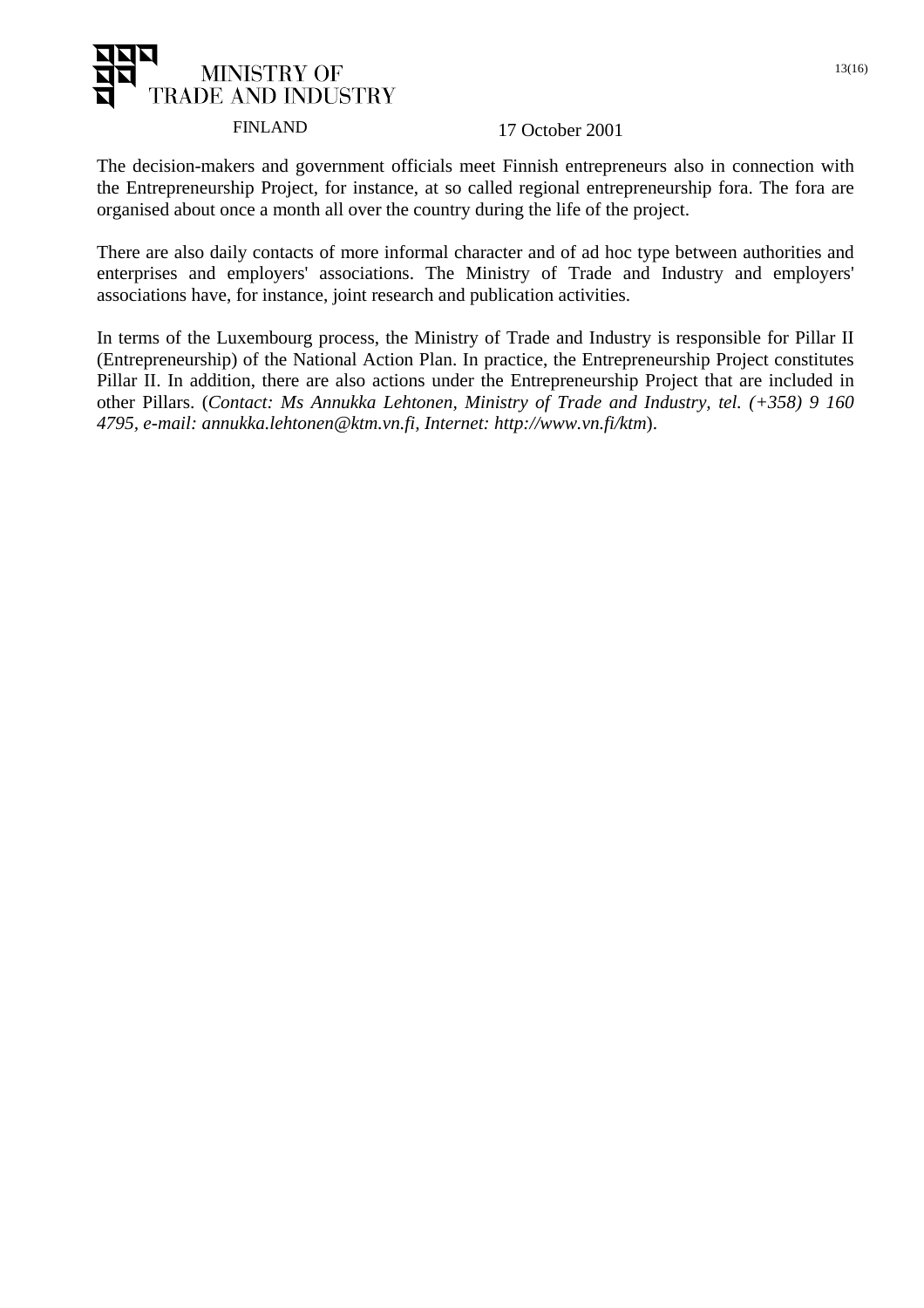The decision-makers and government officials meet Finnish entrepreneurs also in connection with the Entrepreneurship Project, for instance, at so called regional entrepreneurship fora. The fora are organised about once a month all over the country during the life of the project.

There are also daily contacts of more informal character and of ad hoc type between authorities and enterprises and employers' associations. The Ministry of Trade and Industry and employers' associations have, for instance, joint research and publication activities.

In terms of the Luxembourg process, the Ministry of Trade and Industry is responsible for Pillar II (Entrepreneurship) of the National Action Plan. In practice, the Entrepreneurship Project constitutes Pillar II. In addition, there are also actions under the Entrepreneurship Project that are included in other Pillars. (*Contact: Ms Annukka Lehtonen, Ministry of Trade and Industry, tel. (+358) 9 160 4795, e-mail: annukka.lehtonen@ktm.vn.fi, Internet: http://www.vn.fi/ktm*).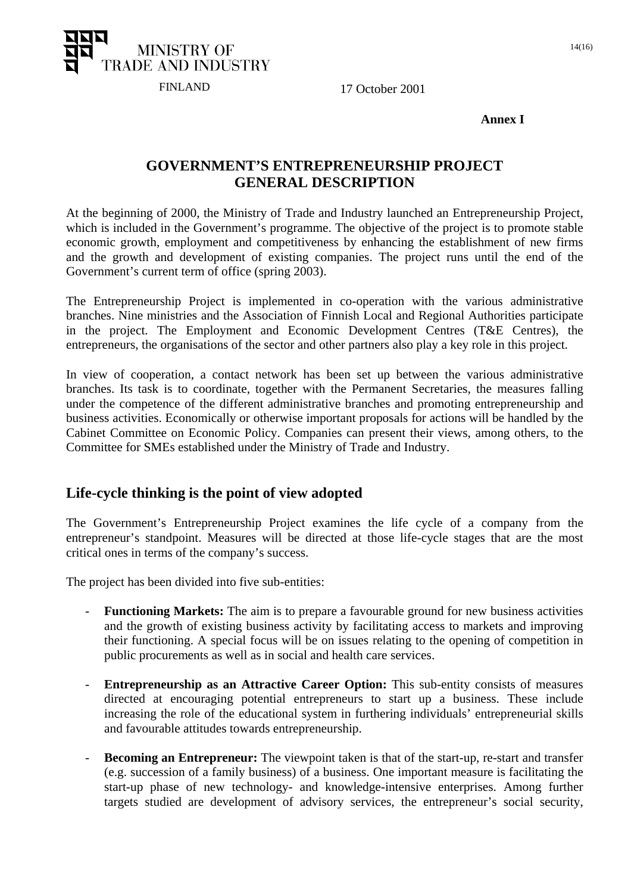MINISTRY OF TRADE AND INDUSTRY

FINLAND

17 October 2001

**Annex I**

# GOVERNMENT'S ENTREPRENEURSHIP PROJECT GENERAL DESCRIPTION

At the beginning of 2000, the Ministry of Trade and Industry launched an Entrepreneurship Project, which is included in the Government's programme. The objective of the project is to promote stable economic growth, employment and competitiveness by enhancing the establishment of new firms and the growth and development of existing companies. The project runs until the end of the Government's current term of office (spring 2003).

The Entrepreneurship Project is implemented in co-operation with the various administrative branches. Nine ministries and the Association of Finnish Local and Regional Authorities participate in the project. The Employment and Economic Development Centres (T&E Centres), the entrepreneurs, the organisations of the sector and other partners also play a key role in this project.

In view of cooperation, a contact network has been set up between the various administrative branches. Its task is to coordinate, together with the Permanent Secretaries, the measures falling under the competence of the different administrative branches and promoting entrepreneurship and business activities. Economically or otherwise important proposals for actions will be handled by the Cabinet Committee on Economic Policy. Companies can present their views, among others, to the Committee for SMEs established under the Ministry of Trade and Industry.

## Life-cycle thinking is the point of view adopted

The Government's Entrepreneurship Project examines the life cycle of a company from the entrepreneur's standpoint. Measures will be directed at those life-cycle stages that are the most critical ones in terms of the company's success.

The project has been divided into five sub-entities:

- **Functioning Markets:** The aim is to prepare a favourable ground for new business activities and the growth of existing business activity by facilitating access to markets and improving their functioning. A special focus will be on issues relating to the opening of competition in public procurements as well as in social and health care services.

- **Entrepreneurship as an Attractive Career Option:** This sub-entity consists of measures directed at encouraging potential entrepreneurs to start up a business. These include increasing the role of the educational system in furthering individuals' entrepreneurial skills and favourable attitudes towards entrepreneurship.

- **Becoming an Entrepreneur:** The viewpoint taken is that of the start-up, re-start and transfer (e.g. succession of a family business) of a business. One important measure is facilitating the start-up phase of new technology- and knowledge-intensive enterprises. Among further targets studied are development of advisory services, the entrepreneur's social security,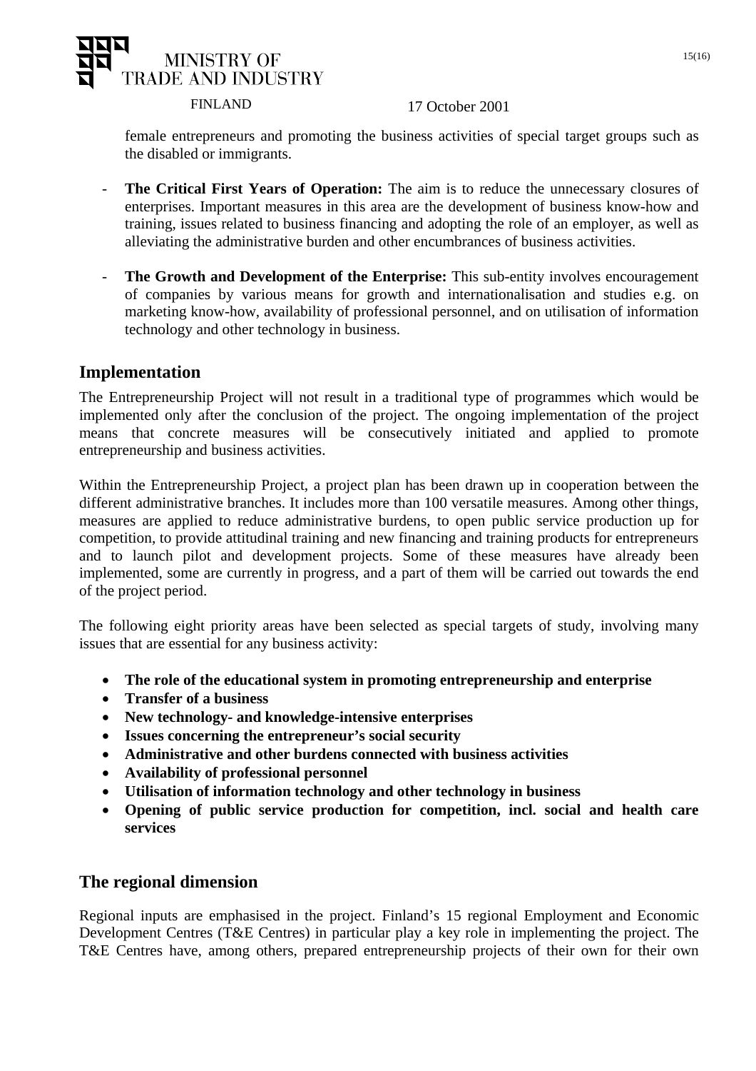female entrepreneurs and promoting the business activities of special target groups such as the disabled or immigrants.

- **The Critical First Years of Operation:** The aim is to reduce the unnecessary closures of enterprises. Important measures in this area are the development of business know-how and training, issues related to business financing and adopting the role of an employer, as well as alleviating the administrative burden and other encumbrances of business activities.

- **The Growth and Development of the Enterprise:** This sub-entity involves encouragement of companies by various means for growth and internationalisation and studies e.g. on marketing know-how, availability of professional personnel, and on utilisation of information technology and other technology in business.

## Implementation

The Entrepreneurship Project will not result in a traditional type of programmes which would be implemented only after the conclusion of the project. The ongoing implementation of the project means that concrete measures will be consecutively initiated and applied to promote entrepreneurship and business activities.

Within the Entrepreneurship Project, a project plan has been drawn up in cooperation between the different administrative branches. It includes more than 100 versatile measures. Among other things, measures are applied to reduce administrative burdens, to open public service production up for competition, to provide attitudinal training and new financing and training products for entrepreneurs and to launch pilot and development projects. Some of these measures have already been implemented, some are currently in progress, and a part of them will be carried out towards the end of the project period.

The following eight priority areas have been selected as special targets of study, involving many issues that are essential for any business activity:

- **The role of the educational system in promoting entrepreneurship and enterprise**
- **Transfer of a business**
- **New technology- and knowledge-intensive enterprises**
- **Issues concerning the entrepreneur's social security**
- **Administrative and other burdens connected with business activities**
- **Availability of professional personnel**
- **Utilisation of information technology and other technology in business**
- **Opening of public service production for competition, incl. social and health care services**

## The regional dimension

Regional inputs are emphasised in the project. Finland's 15 regional Employment and Economic Development Centres (T&E Centres) in particular play a key role in implementing the project. The T&E Centres have, among others, prepared entrepreneurship projects of their own for their own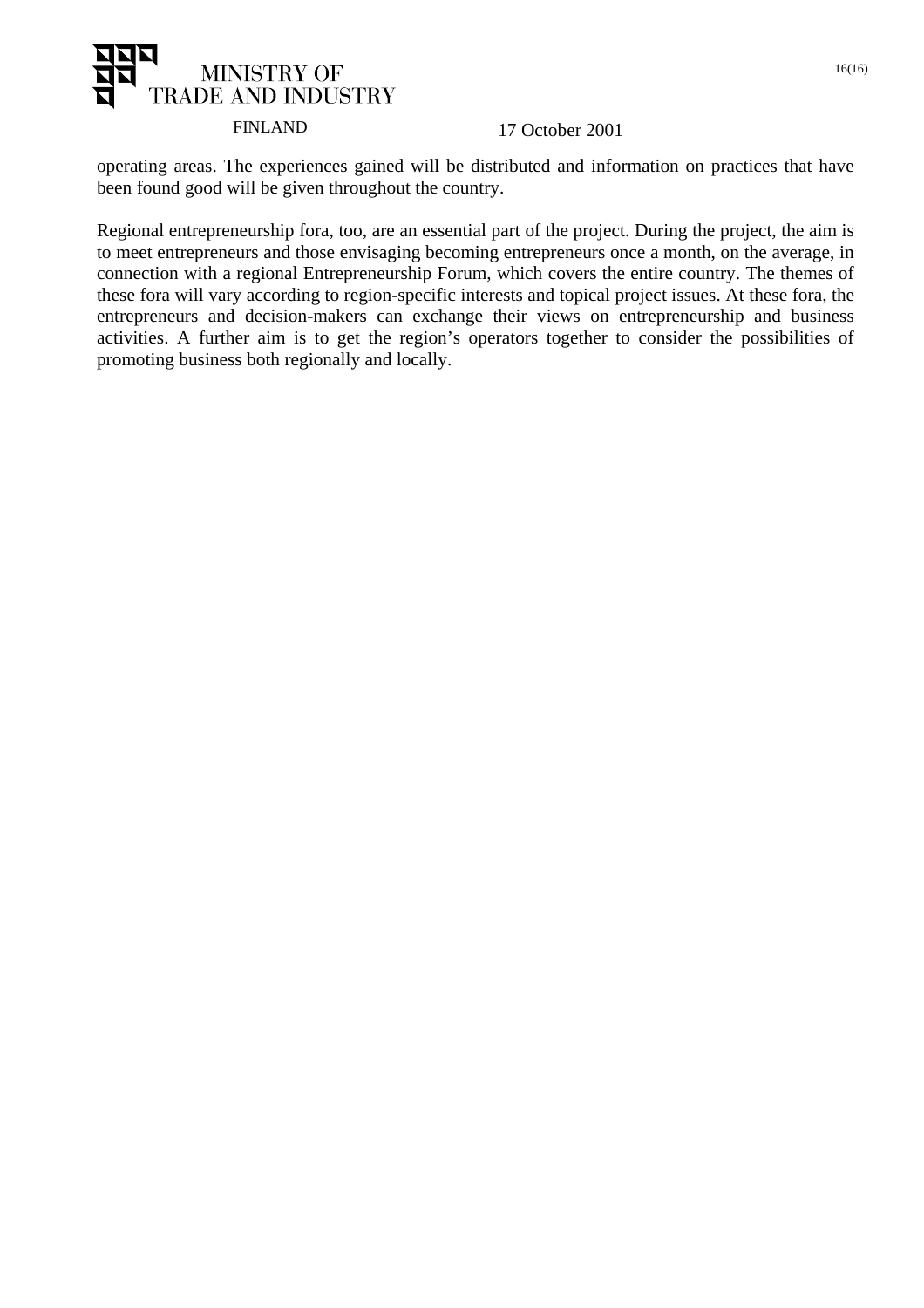operating areas. The experiences gained will be distributed and information on practices that have been found good will be given throughout the country.

Regional entrepreneurship fora, too, are an essential part of the project. During the project, the aim is to meet entrepreneurs and those envisaging becoming entrepreneurs once a month, on the average, in connection with a regional Entrepreneurship Forum, which covers the entire country. The themes of these fora will vary according to region-specific interests and topical project issues. At these fora, the entrepreneurs and decision-makers can exchange their views on entrepreneurship and business activities. A further aim is to get the region's operators together to consider the possibilities of promoting business both regionally and locally.